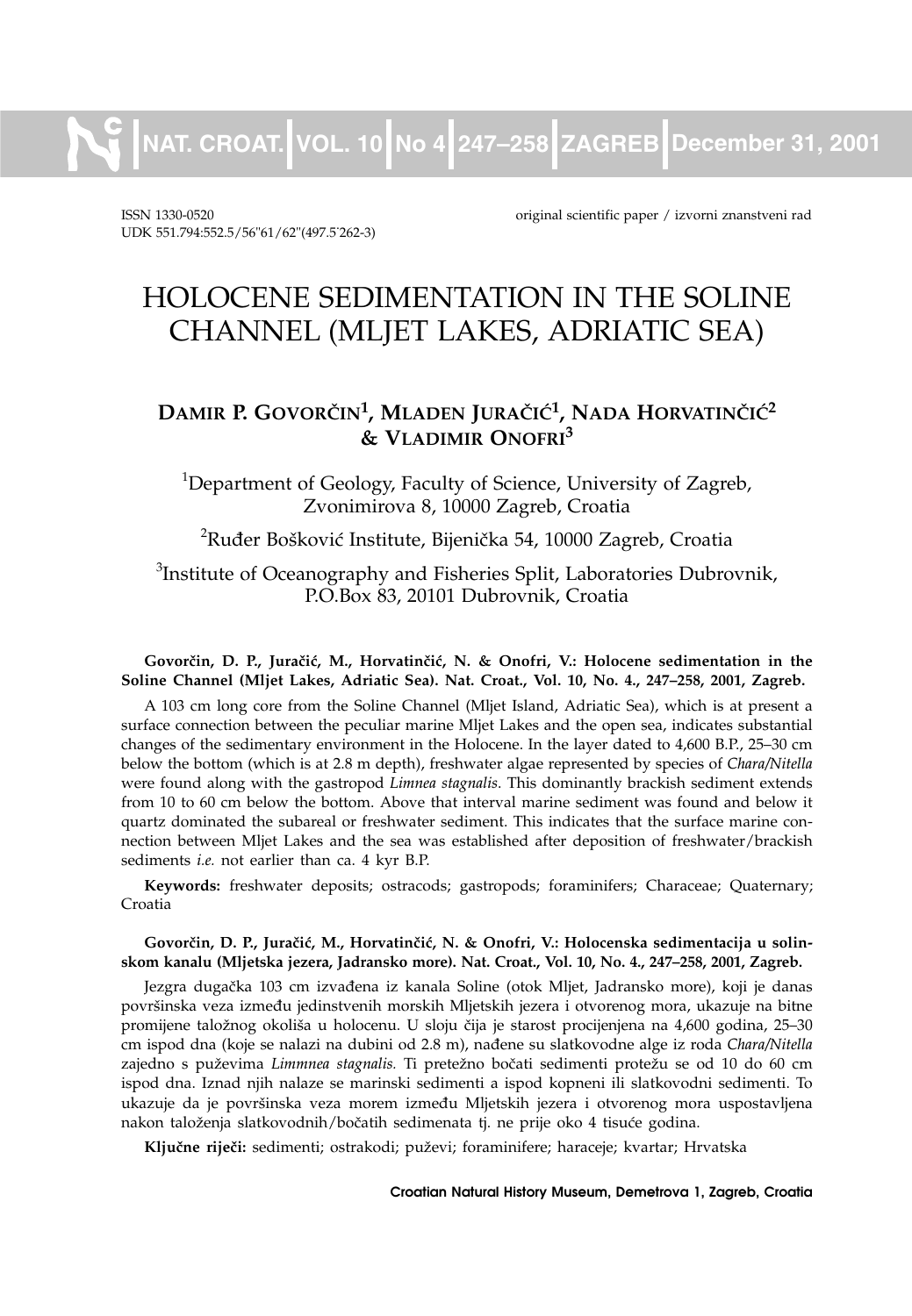ISSN 1330-0520
UDK 551.794:552.5/56"61/62"(497.5˙262-3)

original scientific paper / izvorni znanstveni rad

# HOLOCENE SEDIMENTATION IN THE SOLINE CHANNEL (MLJET LAKES, ADRIATIC SEA)

**DAMIR P. GOVORČIN[1], MLADEN JURAČIĆ[1], NADA HORVATINČIĆ[2] & VLADIMIR ONOFRI[3]**

[1]Department of Geology, Faculty of Science, University of Zagreb, Zvonimirova 8, 10000 Zagreb, Croatia

[2]Ruđer Bošković Institute, Bijenička 54, 10000 Zagreb, Croatia

[3]Institute of Oceanography and Fisheries Split, Laboratories Dubrovnik, P.O.Box 83, 20101 Dubrovnik, Croatia

**Govorčin, D. P., Juračić, M., Horvatinčić, N. & Onofri, V.: Holocene sedimentation in the Soline Channel (Mljet Lakes, Adriatic Sea). Nat. Croat., Vol. 10, No. 4., 247–258, 2001, Zagreb.**

A 103 cm long core from the Soline Channel (Mljet Island, Adriatic Sea), which is at present a surface connection between the peculiar marine Mljet Lakes and the open sea, indicates substantial changes of the sedimentary environment in the Holocene. In the layer dated to 4,600 B.P., 25–30 cm below the bottom (which is at 2.8 m depth), freshwater algae represented by species of *Chara/Nitella* were found along with the gastropod *Limnea stagnalis*. This dominantly brackish sediment extends from 10 to 60 cm below the bottom. Above that interval marine sediment was found and below it quartz dominated the subareal or freshwater sediment. This indicates that the surface marine connection between Mljet Lakes and the sea was established after deposition of freshwater/brackish sediments *i.e.* not earlier than ca. 4 kyr B.P.

**Keywords:** freshwater deposits; ostracods; gastropods; foraminifers; Characeae; Quaternary; Croatia

**Govorčin, D. P., Juračić, M., Horvatinčić, N. & Onofri, V.: Holocenska sedimentacija u solinskom kanalu (Mljetska jezera, Jadransko more). Nat. Croat., Vol. 10, No. 4., 247–258, 2001, Zagreb.**

Jezgra dugačka 103 cm izvađena iz kanala Soline (otok Mljet, Jadransko more), koji je danas površinska veza između jedinstvenih morskih Mljetskih jezera i otvorenog mora, ukazuje na bitne promijene taložnog okoliša u holocenu. U sloju čija je starost procijenjena na 4,600 godina, 25–30 cm ispod dna (koje se nalazi na dubini od 2.8 m), nađene su slatkovodne alge iz roda *Chara/Nitella* zajedno s puževima *Limmnea stagnalis.* Ti pretežno bočati sedimenti protežu se od 10 do 60 cm ispod dna. Iznad njih nalaze se marinski sedimenti a ispod kopneni ili slatkovodni sedimenti. To ukazuje da je površinska veza morem između Mljetskih jezera i otvorenog mora uspostavljena nakon taloženja slatkovodnih/bočatih sedimenata tj. ne prije oko 4 tisuće godina.

**Ključne riječi:** sedimenti; ostrakodi; puževi; foraminifere; haraceje; kvartar; Hrvatska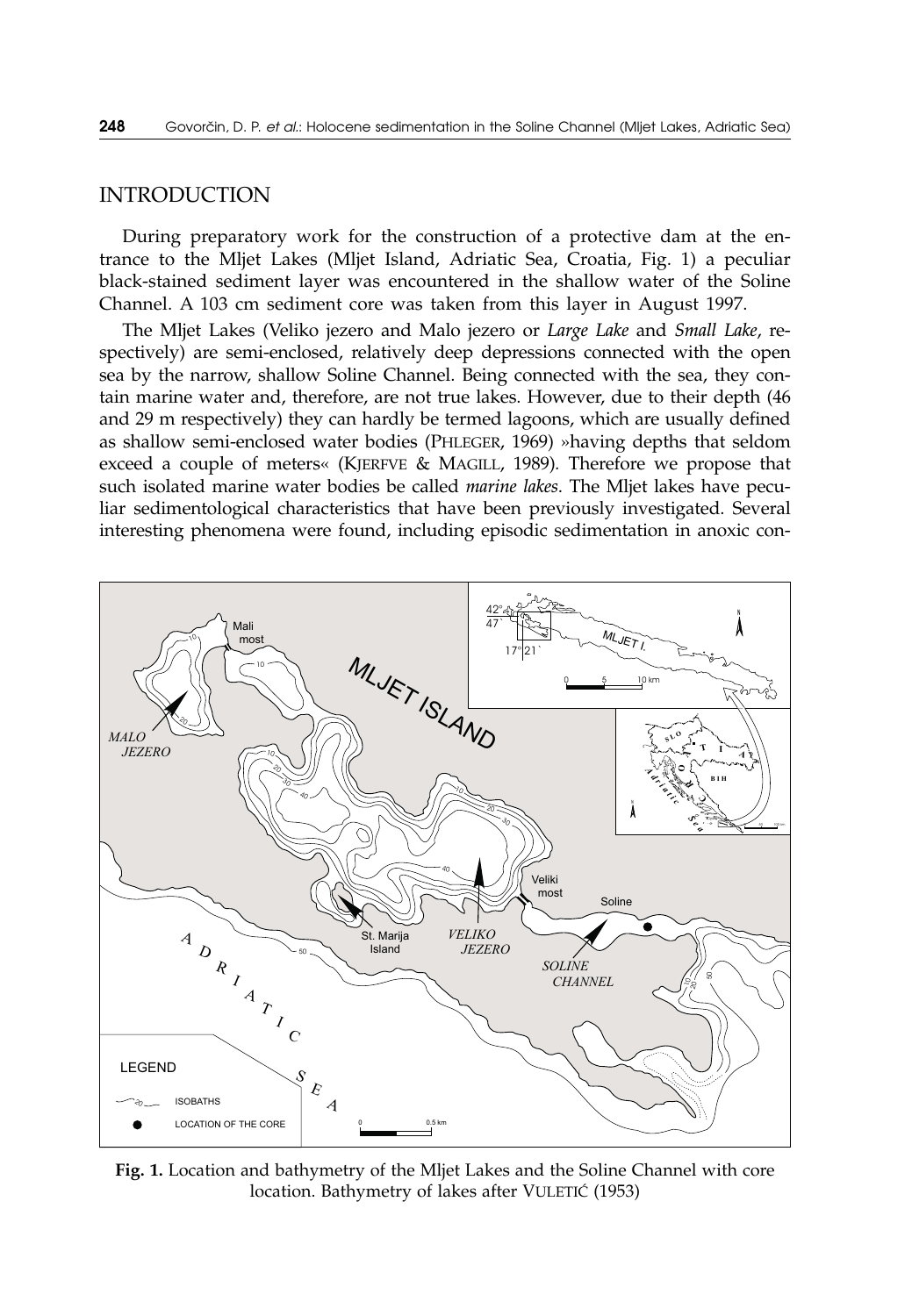## INTRODUCTION

During preparatory work for the construction of a protective dam at the entrance to the Mljet Lakes (Mljet Island, Adriatic Sea, Croatia, Fig. 1) a peculiar black-stained sediment layer was encountered in the shallow water of the Soline Channel. A 103 cm sediment core was taken from this layer in August 1997.

The Mljet Lakes (Veliko jezero and Malo jezero or *Large Lake* and *Small Lake*, respectively) are semi-enclosed, relatively deep depressions connected with the open sea by the narrow, shallow Soline Channel. Being connected with the sea, they contain marine water and, therefore, are not true lakes. However, due to their depth (46 and 29 m respectively) they can hardly be termed lagoons, which are usually defined as shallow semi-enclosed water bodies (PHLEGER, 1969) »having depths that seldom exceed a couple of meters« (KJERFVE & MAGILL, 1989). Therefore we propose that such isolated marine water bodies be called *marine lakes*. The Mljet lakes have peculiar sedimentological characteristics that have been previously investigated. Several interesting phenomena were found, including episodic sedimentation in anoxic con-

**Fig. 1.** Location and bathymetry of the Mljet Lakes and the Soline Channel with core location. Bathymetry of lakes after VULETIĆ (1953)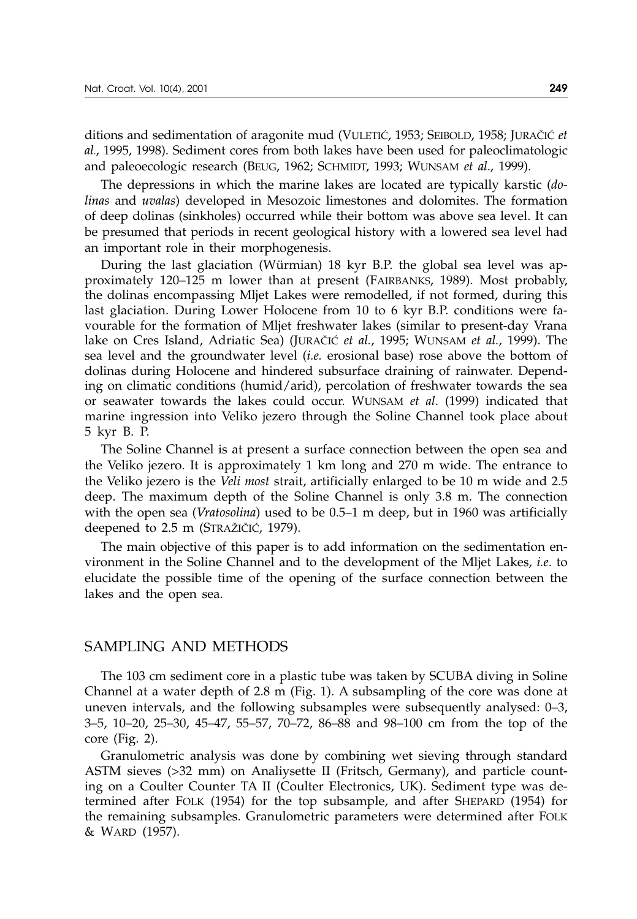ditions and sedimentation of aragonite mud (VULETIĆ, 1953; SEIBOLD, 1958; JURAČIĆ *et al.*, 1995, 1998). Sediment cores from both lakes have been used for paleoclimatologic and paleoecologic research (BEUG, 1962; SCHMIDT, 1993; WUNSAM *et al.*, 1999).

The depressions in which the marine lakes are located are typically karstic (*dolinas* and *uvalas*) developed in Mesozoic limestones and dolomites. The formation of deep dolinas (sinkholes) occurred while their bottom was above sea level. It can be presumed that periods in recent geological history with a lowered sea level had an important role in their morphogenesis.

During the last glaciation (Würmian) 18 kyr B.P. the global sea level was approximately 120–125 m lower than at present (FAIRBANKS, 1989). Most probably, the dolinas encompassing Mljet Lakes were remodelled, if not formed, during this last glaciation. During Lower Holocene from 10 to 6 kyr B.P. conditions were favourable for the formation of Mljet freshwater lakes (similar to present-day Vrana lake on Cres Island, Adriatic Sea) (JURAČIĆ *et al.*, 1995; WUNSAM *et al.*, 1999). The sea level and the groundwater level (*i.e.* erosional base) rose above the bottom of dolinas during Holocene and hindered subsurface draining of rainwater. Depending on climatic conditions (humid/arid), percolation of freshwater towards the sea or seawater towards the lakes could occur. WUNSAM *et al*. (1999) indicated that marine ingression into Veliko jezero through the Soline Channel took place about 5 kyr B. P.

The Soline Channel is at present a surface connection between the open sea and the Veliko jezero. It is approximately 1 km long and 270 m wide. The entrance to the Veliko jezero is the *Veli most* strait, artificially enlarged to be 10 m wide and 2.5 deep. The maximum depth of the Soline Channel is only 3.8 m. The connection with the open sea (*Vratosolina*) used to be 0.5–1 m deep, but in 1960 was artificially deepened to 2.5 m (STRAŽIČIĆ, 1979).

The main objective of this paper is to add information on the sedimentation environment in the Soline Channel and to the development of the Mljet Lakes, *i.e*. to elucidate the possible time of the opening of the surface connection between the lakes and the open sea.

## SAMPLING AND METHODS

The 103 cm sediment core in a plastic tube was taken by SCUBA diving in Soline Channel at a water depth of 2.8 m (Fig. 1). A subsampling of the core was done at uneven intervals, and the following subsamples were subsequently analysed: 0–3, 3–5, 10–20, 25–30, 45–47, 55–57, 70–72, 86–88 and 98–100 cm from the top of the core (Fig. 2).

Granulometric analysis was done by combining wet sieving through standard ASTM sieves (>32 mm) on Analiysette II (Fritsch, Germany), and particle counting on a Coulter Counter TA II (Coulter Electronics, UK). Sediment type was determined after FOLK (1954) for the top subsample, and after SHEPARD (1954) for the remaining subsamples. Granulometric parameters were determined after FOLK & WARD (1957).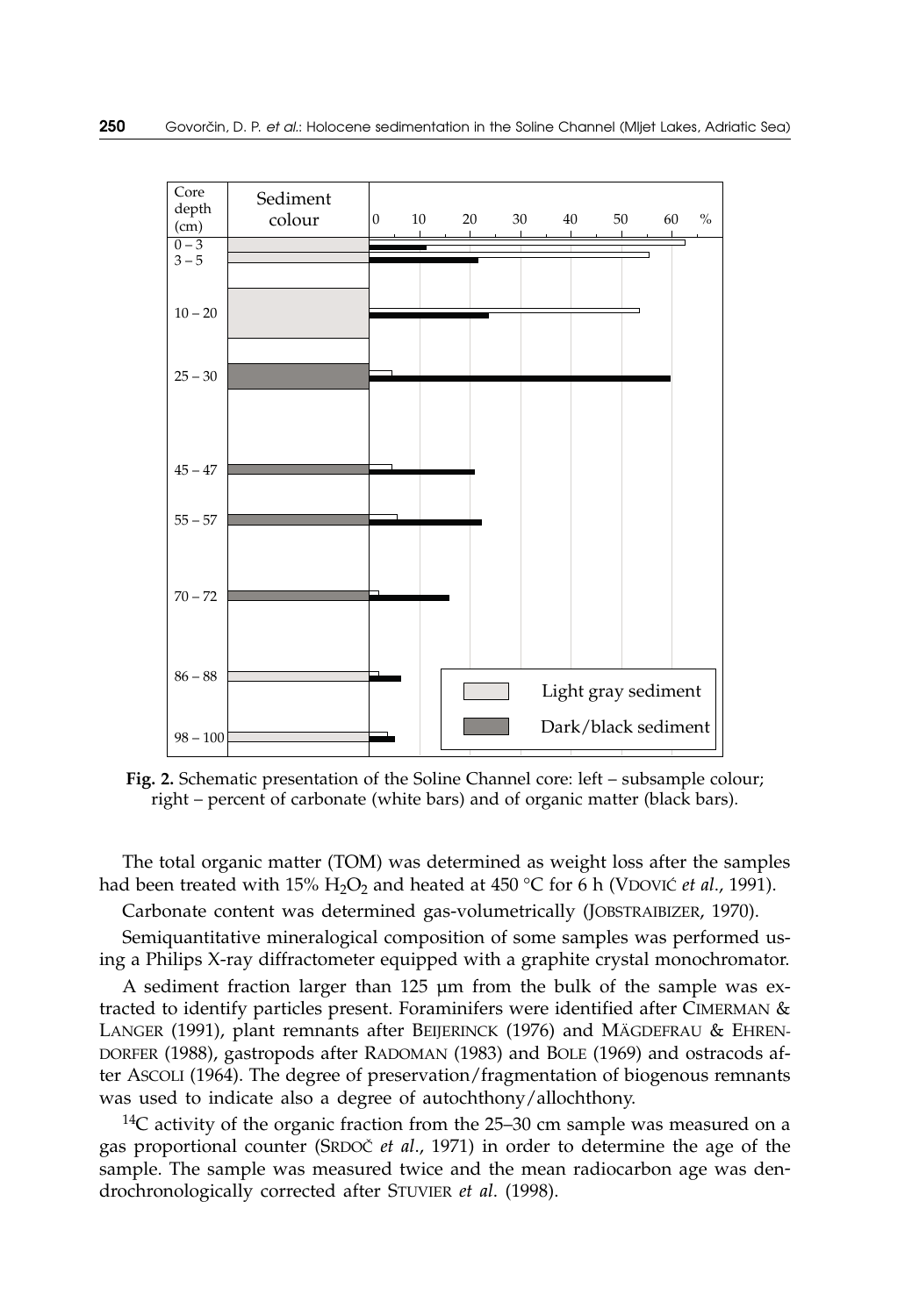**Fig. 2.** Schematic presentation of the Soline Channel core: left – subsample colour; right – percent of carbonate (white bars) and of organic matter (black bars).

The total organic matter (TOM) was determined as weight loss after the samples had been treated with 15% $H_2O_2$ and heated at 450 °C for 6 h (VDOVIĆ *et al.*, 1991).

Carbonate content was determined gas-volumetrically (JOBSTRAIBIZER, 1970).

Semiquantitative mineralogical composition of some samples was performed using a Philips X-ray diffractometer equipped with a graphite crystal monochromator.

A sediment fraction larger than 125 µm from the bulk of the sample was extracted to identify particles present. Foraminifers were identified after CIMERMAN & LANGER (1991), plant remnants after BEIJERINCK (1976) and MÄGDEFRAU & EHRENDORFER (1988), gastropods after RADOMAN (1983) and BOLE (1969) and ostracods after ASCOLI (1964). The degree of preservation/fragmentation of biogenous remnants was used to indicate also a degree of autochthony/allochthony.

$^{14}C$ activity of the organic fraction from the 25–30 cm sample was measured on a gas proportional counter (SRDOČ *et al*., 1971) in order to determine the age of the sample. The sample was measured twice and the mean radiocarbon age was dendrochronologically corrected after STUVIER *et al*. (1998).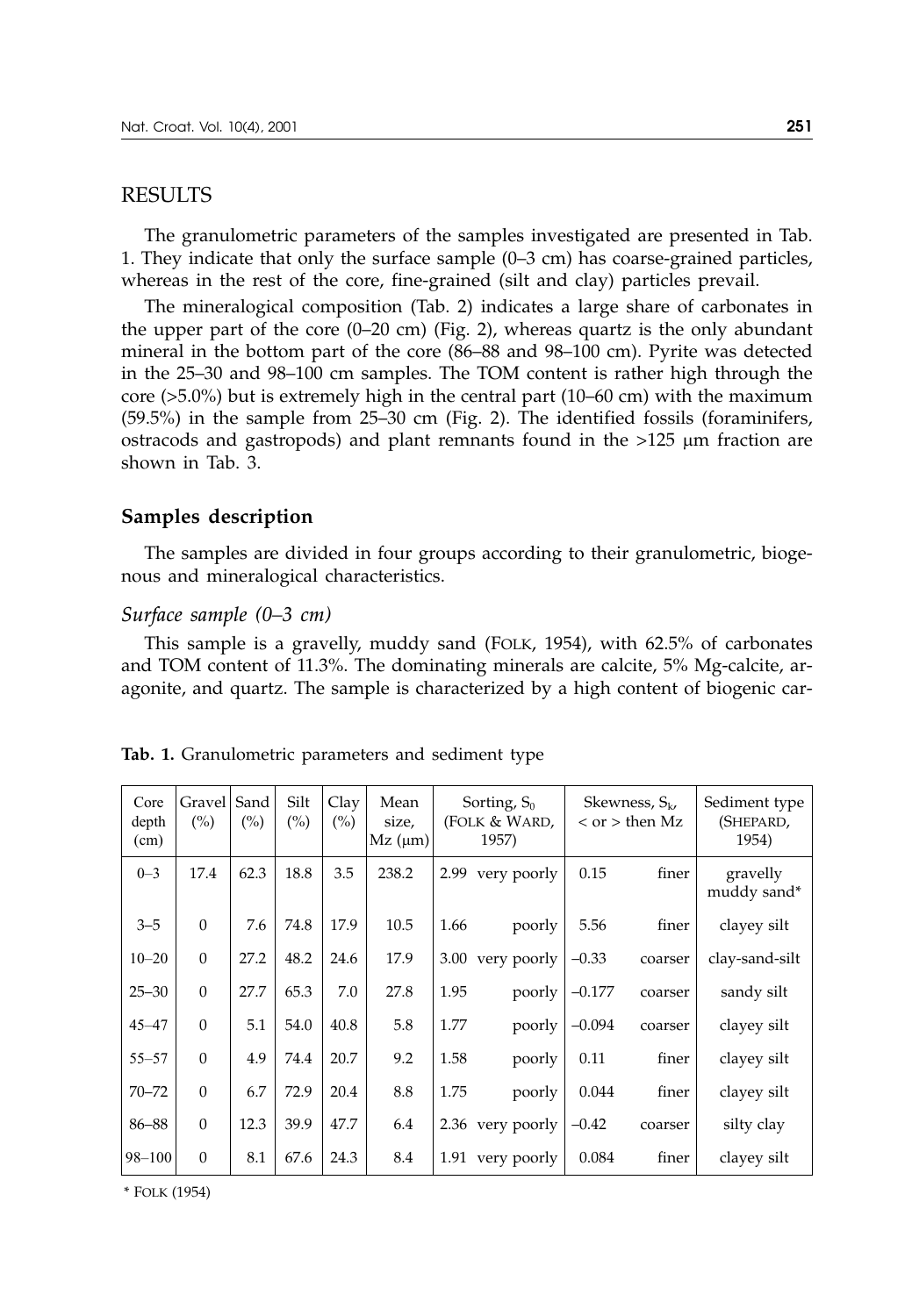## RESULTS

The granulometric parameters of the samples investigated are presented in Tab. 1. They indicate that only the surface sample (0–3 cm) has coarse-grained particles, whereas in the rest of the core, fine-grained (silt and clay) particles prevail.

The mineralogical composition (Tab. 2) indicates a large share of carbonates in the upper part of the core (0–20 cm) (Fig. 2), whereas quartz is the only abundant mineral in the bottom part of the core (86–88 and 98–100 cm). Pyrite was detected in the 25–30 and 98–100 cm samples. The TOM content is rather high through the core (>5.0%) but is extremely high in the central part (10–60 cm) with the maximum (59.5%) in the sample from 25–30 cm (Fig. 2). The identified fossils (foraminifers, ostracods and gastropods) and plant remnants found in the >125 μm fraction are shown in Tab. 3.

### Samples description

The samples are divided in four groups according to their granulometric, biogenous and mineralogical characteristics.

#### *Surface sample (0–3 cm)*

This sample is a gravelly, muddy sand (FOLK, 1954), with 62.5% of carbonates and TOM content of 11.3%. The dominating minerals are calcite, 5% Mg-calcite, aragonite, and quartz. The sample is characterized by a high content of biogenic car-

**Tab. 1.** Granulometric parameters and sediment type

| Core depth (cm) | Gravel (%) | Sand (%) | Silt (%) | Clay (%) | Mean size, Mz (μm) | Sorting, $S_0$ (FOLK & WARD, 1957) | | Skewness, $S_k$, < or > then Mz | | Sediment type (SHEPARD, 1954) |
|---|---|---|---|---|---|---|---|---|---|---|
| 0–3 | 17.4 | 62.3 | 18.8 | 3.5 | 238.2 | 2.99 | very poorly | 0.15 | finer | gravelly muddy sand* |
| 3–5 | 0 | 7.6 | 74.8 | 17.9 | 10.5 | 1.66 | poorly | 5.56 | finer | clayey silt |
| 10–20 | 0 | 27.2 | 48.2 | 24.6 | 17.9 | 3.00 | very poorly | –0.33 | coarser | clay-sand-silt |
| 25–30 | 0 | 27.7 | 65.3 | 7.0 | 27.8 | 1.95 | poorly | –0.177 | coarser | sandy silt |
| 45–47 | 0 | 5.1 | 54.0 | 40.8 | 5.8 | 1.77 | poorly | –0.094 | coarser | clayey silt |
| 55–57 | 0 | 4.9 | 74.4 | 20.7 | 9.2 | 1.58 | poorly | 0.11 | finer | clayey silt |
| 70–72 | 0 | 6.7 | 72.9 | 20.4 | 8.8 | 1.75 | poorly | 0.044 | finer | clayey silt |
| 86–88 | 0 | 12.3 | 39.9 | 47.7 | 6.4 | 2.36 | very poorly | –0.42 | coarser | silty clay |
| 98–100 | 0 | 8.1 | 67.6 | 24.3 | 8.4 | 1.91 | very poorly | 0.084 | finer | clayey silt |

\* FOLK (1954)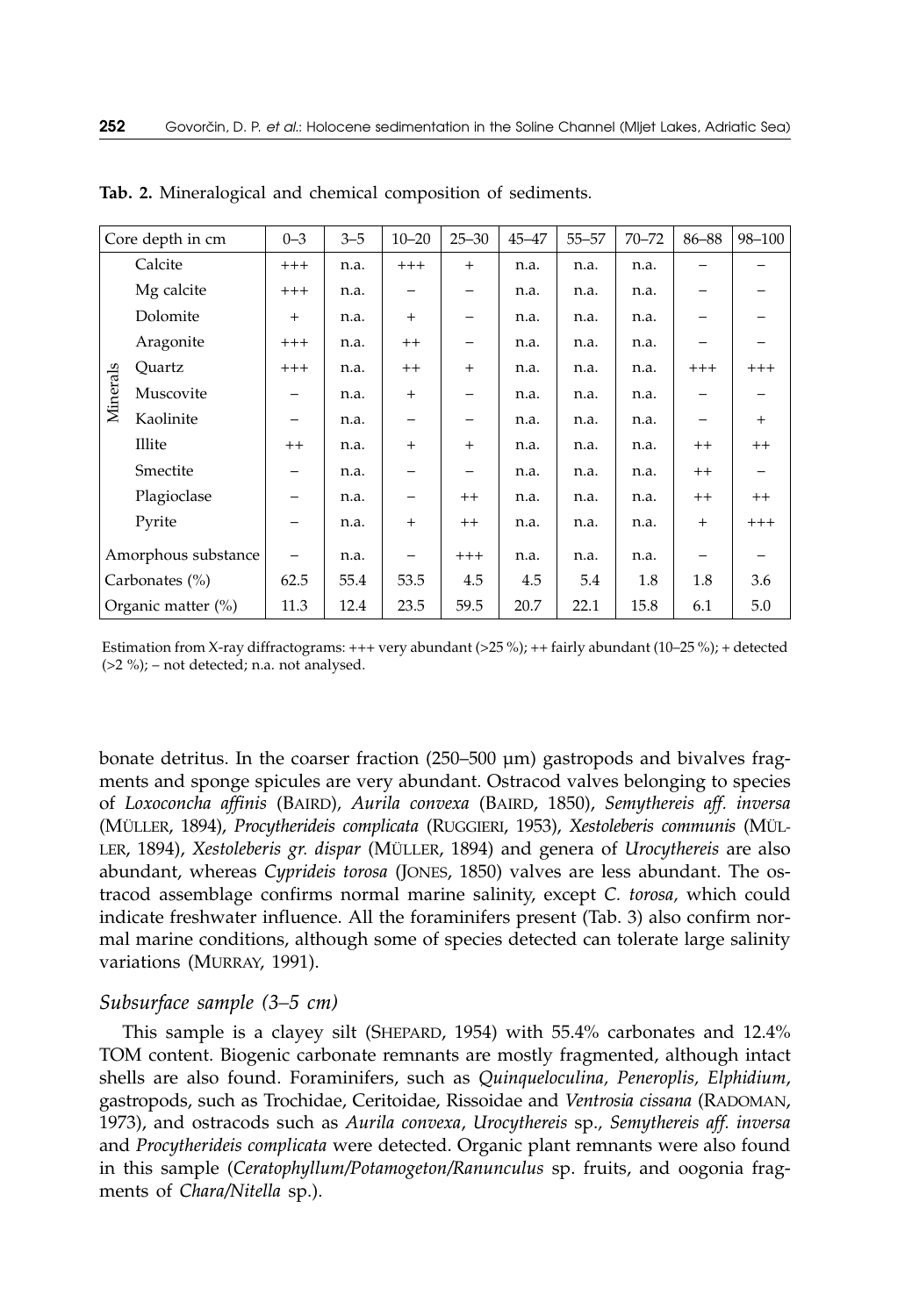**Tab. 2.** Mineralogical and chemical composition of sediments.

| | Core depth in cm | 0–3 | 3–5 | 10–20 | 25–30 | 45–47 | 55–57 | 70–72 | 86–88 | 98–100 |
|---|---|---|---|---|---|---|---|---|---|---|
| Minerals | Calcite | +++ | n.a. | +++ | + | n.a. | n.a. | n.a. | – | – |
| | Mg calcite | +++ | n.a. | – | – | n.a. | n.a. | n.a. | – | – |
| | Dolomite | + | n.a. | + | – | n.a. | n.a. | n.a. | – | – |
| | Aragonite | +++ | n.a. | ++ | – | n.a. | n.a. | n.a. | – | – |
| | Quartz | +++ | n.a. | ++ | + | n.a. | n.a. | n.a. | +++ | +++ |
| | Muscovite | – | n.a. | + | – | n.a. | n.a. | n.a. | – | – |
| | Kaolinite | – | n.a. | – | – | n.a. | n.a. | n.a. | – | + |
| | Illite | ++ | n.a. | + | + | n.a. | n.a. | n.a. | ++ | ++ |
| | Smectite | – | n.a. | – | – | n.a. | n.a. | n.a. | ++ | – |
| | Plagioclase | – | n.a. | – | ++ | n.a. | n.a. | n.a. | ++ | ++ |
| | Pyrite | – | n.a. | + | ++ | n.a. | n.a. | n.a. | + | +++ |
| Amorphous substance | | – | n.a. | – | +++ | n.a. | n.a. | n.a. | – | – |
| Carbonates (%) | | 62.5 | 55.4 | 53.5 | 4.5 | 4.5 | 5.4 | 1.8 | 1.8 | 3.6 |
| Organic matter (%) | | 11.3 | 12.4 | 23.5 | 59.5 | 20.7 | 22.1 | 15.8 | 6.1 | 5.0 |

Estimation from X-ray diffractograms: +++ very abundant (>25 %); ++ fairly abundant (10–25 %); + detected (>2 %); – not detected; n.a. not analysed.

bonate detritus. In the coarser fraction (250–500 µm) gastropods and bivalves fragments and sponge spicules are very abundant. Ostracod valves belonging to species of *Loxoconcha affinis* (BAIRD), *Aurila convexa* (BAIRD, 1850), *Semythereis aff. inversa* (MÜLLER, 1894), *Procytherideis complicata* (RUGGIERI, 1953), *Xestoleberis communis* (MÜLLER, 1894), *Xestoleberis gr. dispar* (MÜLLER, 1894) and genera of *Urocythereis* are also abundant, whereas *Cyprideis torosa* (JONES, 1850) valves are less abundant. The ostracod assemblage confirms normal marine salinity, except *C. torosa*, which could indicate freshwater influence. All the foraminifers present (Tab. 3) also confirm normal marine conditions, although some of species detected can tolerate large salinity variations (MURRAY, 1991).

### *Subsurface sample (3–5 cm)*

This sample is a clayey silt (SHEPARD, 1954) with 55.4% carbonates and 12.4% TOM content. Biogenic carbonate remnants are mostly fragmented, although intact shells are also found. Foraminifers, such as *Quinqueloculina*, *Peneroplis*, *Elphidium*, gastropods, such as Trochidae, Ceritoidae, Rissoidae and *Ventrosia cissana* (RADOMAN, 1973), and ostracods such as *Aurila convexa*, *Urocythereis* sp., *Semythereis aff. inversa* and *Procytherideis complicata* were detected. Organic plant remnants were also found in this sample (*Ceratophyllum/Potamogeton/Ranunculus* sp. fruits, and oogonia fragments of *Chara/Nitella* sp.).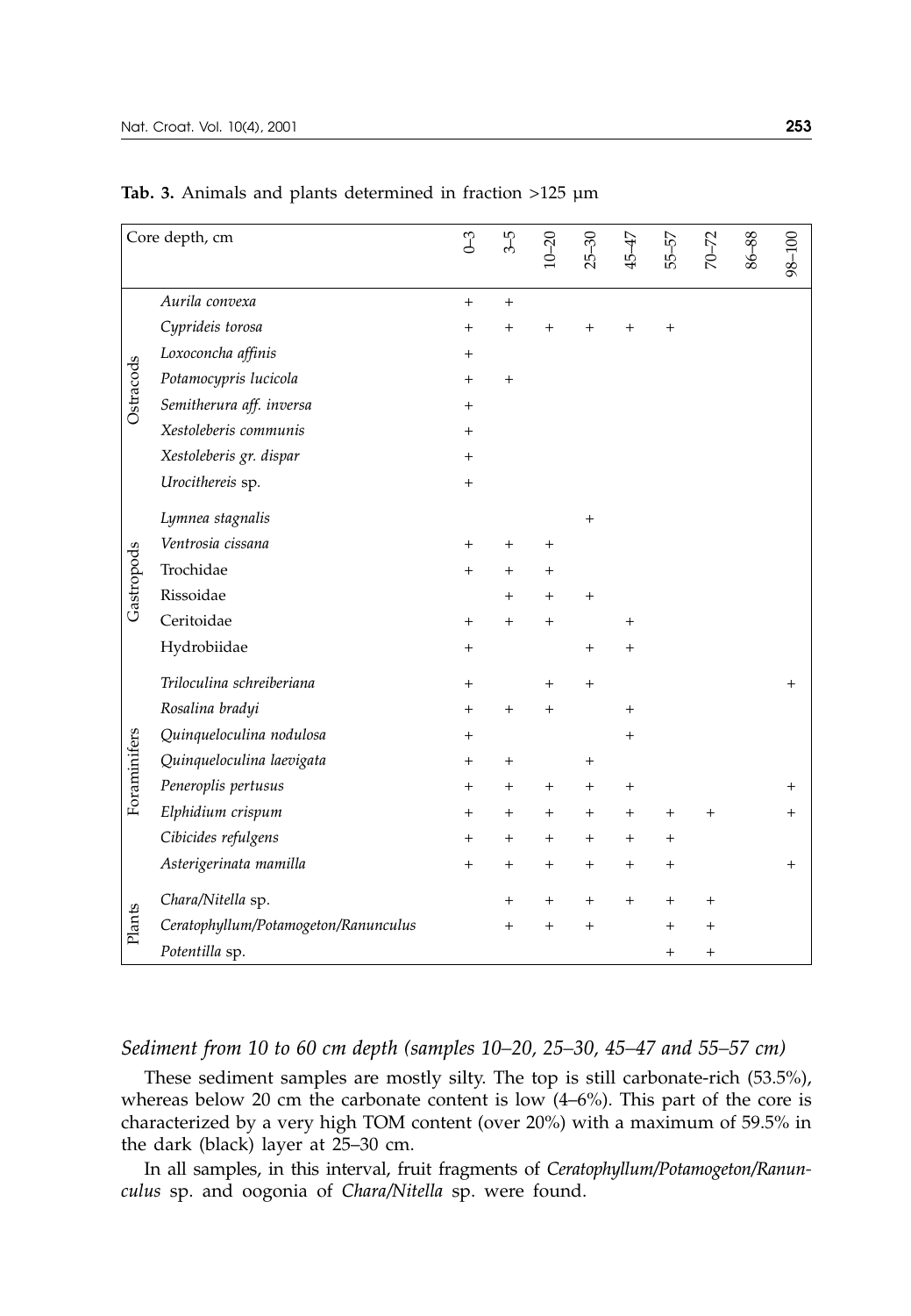**Tab. 3.** Animals and plants determined in fraction >125 µm

| | Core depth, cm | 0–3 | 3–5 | 10–20 | 25–30 | 45–47 | 55–57 | 70–72 | 86–88 | 98–100 |
|---|---|---|---|---|---|---|---|---|---|---|
| Ostracods | *Aurila convexa* | + | + | | | | | | | |
| | *Cyprideis torosa* | + | + | + | + | + | + | | | |
| | *Loxoconcha affinis* | + | | | | | | | | |
| | *Potamocypris lucicola* | + | + | | | | | | | |
| | *Semitherura aff. inversa* | + | | | | | | | | |
| | *Xestoleberis communis* | + | | | | | | | | |
| | *Xestoleberis gr. dispar* | + | | | | | | | | |
| | *Urocithereis* sp. | + | | | | | | | | |
| Gastropods | *Lymnea stagnalis* | | | | + | | | | | |
| | *Ventrosia cissana* | + | + | + | | | | | | |
| | Trochidae | + | + | + | | | | | | |
| | Rissoidae | | + | + | + | | | | | |
| | Ceritoidae | + | + | + | | + | | | | |
| | Hydrobiidae | + | | | + | + | | | | |
| Foraminifers | *Triloculina schreiberiana* | + | | + | + | | | | | + |
| | *Rosalina bradyi* | + | + | + | | + | | | | |
| | *Quinqueloculina nodulosa* | + | | | | + | | | | |
| | *Quinqueloculina laevigata* | + | + | | + | | | | | |
| | *Peneroplis pertusus* | + | + | + | + | + | | | | + |
| | *Elphidium crispum* | + | + | + | + | + | + | + | | + |
| | *Cibicides refulgens* | + | + | + | + | + | + | | | |
| | *Asterigerinata mamilla* | + | + | + | + | + | + | | | + |
| Plants | *Chara/Nitella* sp. | | + | + | + | + | + | + | | |
| | *Ceratophyllum/Potamogeton/Ranunculus* | | + | + | + | | + | + | | |
| | *Potentilla* sp. | | | | | | + | + | | |

### *Sediment from 10 to 60 cm depth (samples 10–20, 25–30, 45–47 and 55–57 cm)*

These sediment samples are mostly silty. The top is still carbonate-rich (53.5%), whereas below 20 cm the carbonate content is low (4–6%). This part of the core is characterized by a very high TOM content (over 20%) with a maximum of 59.5% in the dark (black) layer at 25–30 cm.

In all samples, in this interval, fruit fragments of *Ceratophyllum/Potamogeton/Ranunculus* sp. and oogonia of *Chara/Nitella* sp. were found.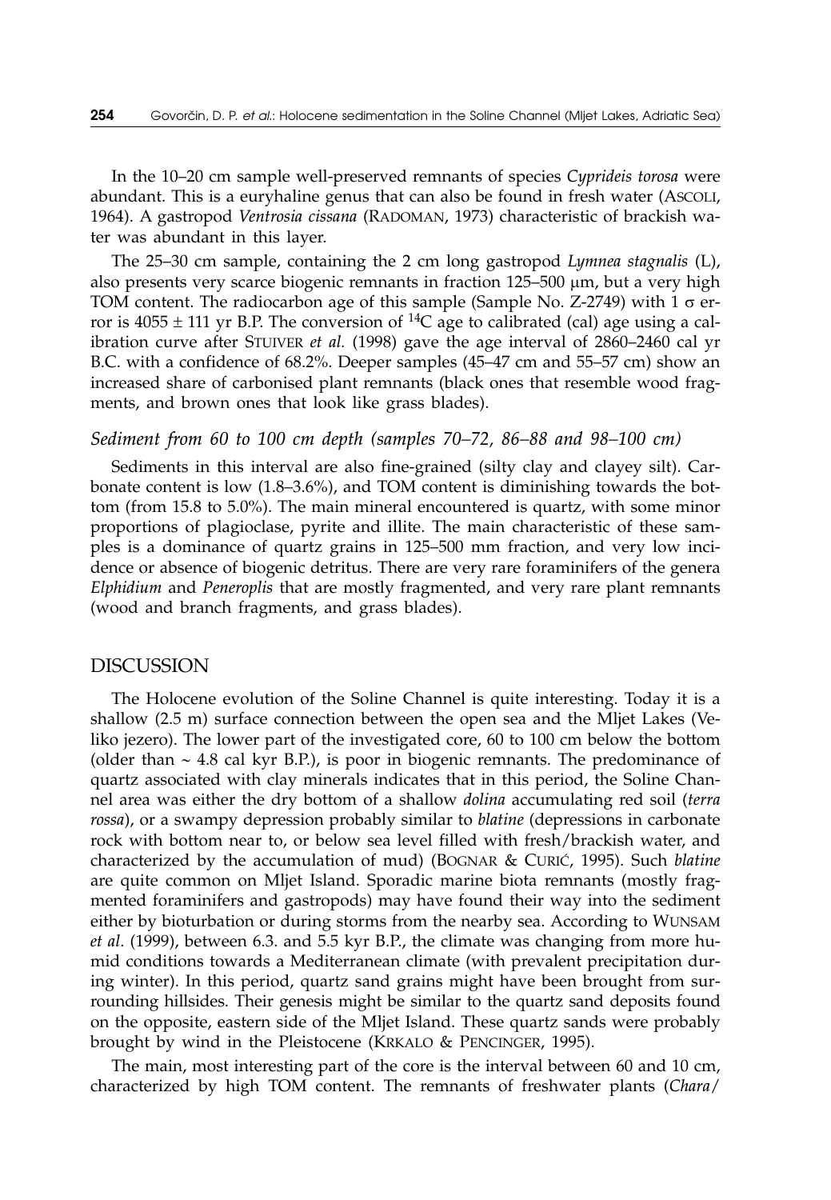In the 10–20 cm sample well-preserved remnants of species *Cyprideis torosa* were abundant. This is a euryhaline genus that can also be found in fresh water (ASCOLI, 1964). A gastropod *Ventrosia cissana* (RADOMAN, 1973) characteristic of brackish water was abundant in this layer.

The 25–30 cm sample, containing the 2 cm long gastropod *Lymnea stagnalis* (L), also presents very scarce biogenic remnants in fraction 125–500 μm, but a very high TOM content. The radiocarbon age of this sample (Sample No. Z-2749) with 1 $\sigma$ error is 4055 ± 111 yr B.P. The conversion of $^{14}C$ age to calibrated (cal) age using a calibration curve after STUIVER *et al.* (1998) gave the age interval of 2860–2460 cal yr B.C. with a confidence of 68.2%. Deeper samples (45–47 cm and 55–57 cm) show an increased share of carbonised plant remnants (black ones that resemble wood fragments, and brown ones that look like grass blades).

### *Sediment from 60 to 100 cm depth (samples 70–72, 86–88 and 98–100 cm)*

Sediments in this interval are also fine-grained (silty clay and clayey silt). Carbonate content is low (1.8–3.6%), and TOM content is diminishing towards the bottom (from 15.8 to 5.0%). The main mineral encountered is quartz, with some minor proportions of plagioclase, pyrite and illite. The main characteristic of these samples is a dominance of quartz grains in 125–500 mm fraction, and very low incidence or absence of biogenic detritus. There are very rare foraminifers of the genera *Elphidium* and *Peneroplis* that are mostly fragmented, and very rare plant remnants (wood and branch fragments, and grass blades).

## DISCUSSION

The Holocene evolution of the Soline Channel is quite interesting. Today it is a shallow (2.5 m) surface connection between the open sea and the Mljet Lakes (Veliko jezero). The lower part of the investigated core, 60 to 100 cm below the bottom (older than ~ 4.8 cal kyr B.P.), is poor in biogenic remnants. The predominance of quartz associated with clay minerals indicates that in this period, the Soline Channel area was either the dry bottom of a shallow *dolina* accumulating red soil (*terra rossa*), or a swampy depression probably similar to *blatine* (depressions in carbonate rock with bottom near to, or below sea level filled with fresh/brackish water, and characterized by the accumulation of mud) (BOGNAR & CURIĆ, 1995). Such *blatine* are quite common on Mljet Island. Sporadic marine biota remnants (mostly fragmented foraminifers and gastropods) may have found their way into the sediment either by bioturbation or during storms from the nearby sea. According to WUNSAM *et al.* (1999), between 6.3. and 5.5 kyr B.P., the climate was changing from more humid conditions towards a Mediterranean climate (with prevalent precipitation during winter). In this period, quartz sand grains might have been brought from surrounding hillsides. Their genesis might be similar to the quartz sand deposits found on the opposite, eastern side of the Mljet Island. These quartz sands were probably brought by wind in the Pleistocene (KRKALO & PENCINGER, 1995).

The main, most interesting part of the core is the interval between 60 and 10 cm, characterized by high TOM content. The remnants of freshwater plants (*Chara*/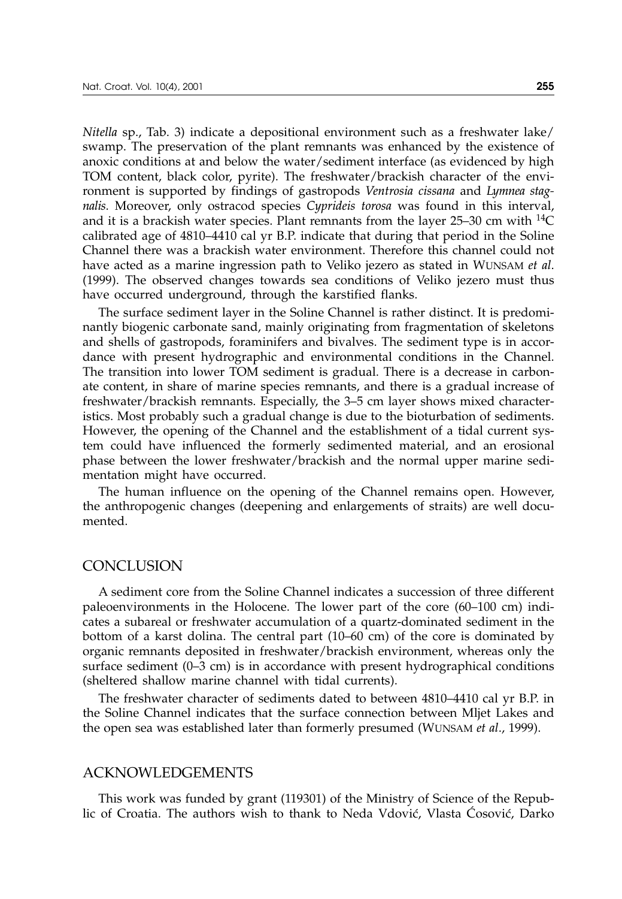*Nitella* sp., Tab. 3) indicate a depositional environment such as a freshwater lake/swamp. The preservation of the plant remnants was enhanced by the existence of anoxic conditions at and below the water/sediment interface (as evidenced by high TOM content, black color, pyrite). The freshwater/brackish character of the environment is supported by findings of gastropods *Ventrosia cissana* and *Lymnea stagnalis*. Moreover, only ostracod species *Cyprideis torosa* was found in this interval, and it is a brackish water species. Plant remnants from the layer 25–30 cm with $^{14}C$ calibrated age of 4810–4410 cal yr B.P. indicate that during that period in the Soline Channel there was a brackish water environment. Therefore this channel could not have acted as a marine ingression path to Veliko jezero as stated in WUNSAM *et al.* (1999). The observed changes towards sea conditions of Veliko jezero must thus have occurred underground, through the karstified flanks.

The surface sediment layer in the Soline Channel is rather distinct. It is predominantly biogenic carbonate sand, mainly originating from fragmentation of skeletons and shells of gastropods, foraminifers and bivalves. The sediment type is in accordance with present hydrographic and environmental conditions in the Channel. The transition into lower TOM sediment is gradual. There is a decrease in carbonate content, in share of marine species remnants, and there is a gradual increase of freshwater/brackish remnants. Especially, the 3–5 cm layer shows mixed characteristics. Most probably such a gradual change is due to the bioturbation of sediments. However, the opening of the Channel and the establishment of a tidal current system could have influenced the formerly sedimented material, and an erosional phase between the lower freshwater/brackish and the normal upper marine sedimentation might have occurred.

The human influence on the opening of the Channel remains open. However, the anthropogenic changes (deepening and enlargements of straits) are well documented.

## CONCLUSION

A sediment core from the Soline Channel indicates a succession of three different paleoenvironments in the Holocene. The lower part of the core (60–100 cm) indicates a subareal or freshwater accumulation of a quartz-dominated sediment in the bottom of a karst dolina. The central part (10–60 cm) of the core is dominated by organic remnants deposited in freshwater/brackish environment, whereas only the surface sediment (0–3 cm) is in accordance with present hydrographical conditions (sheltered shallow marine channel with tidal currents).

The freshwater character of sediments dated to between 4810–4410 cal yr B.P. in the Soline Channel indicates that the surface connection between Mljet Lakes and the open sea was established later than formerly presumed (WUNSAM *et al.*, 1999).

## ACKNOWLEDGEMENTS

This work was funded by grant (119301) of the Ministry of Science of the Republic of Croatia. The authors wish to thank to Neda Vdović, Vlasta Ćosović, Darko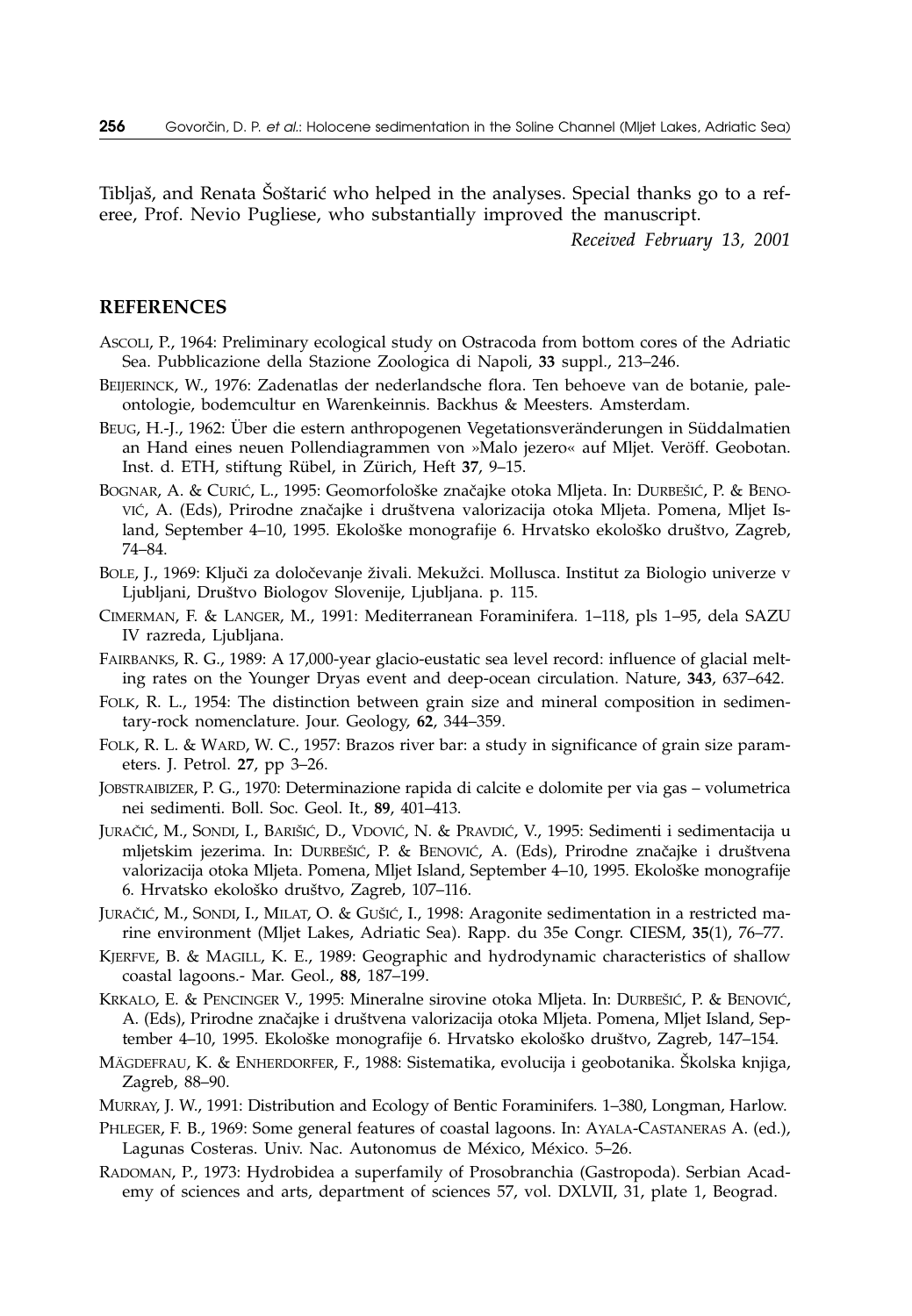Tibljaš, and Renata Šoštarić who helped in the analyses. Special thanks go to a referee, Prof. Nevio Pugliese, who substantially improved the manuscript.

*Received February 13, 2001*

## REFERENCES

ASCOLI, P., 1964: Preliminary ecological study on Ostracoda from bottom cores of the Adriatic Sea. Pubblicazione della Stazione Zoologica di Napoli, **33** suppl., 213–246.

BEIJERINCK, W., 1976: Zadenatlas der nederlandsche flora. Ten behoeve van de botanie, paleontologie, bodemcultur en Warenkeinnis. Backhus & Meesters. Amsterdam.

BEUG, H.-J., 1962: Über die estern anthropogenen Vegetationsveränderungen in Süddalmatien an Hand eines neuen Pollendiagrammen von »Malo jezero« auf Mljet. Veröff. Geobotan. Inst. d. ETH, stiftung Rübel, in Zürich, Heft **37**, 9–15.

BOGNAR, A. & CURIĆ, L., 1995: Geomorfološke značajke otoka Mljeta. In: DURBEŠIĆ, P. & BENOVIĆ, A. (Eds), Prirodne značajke i društvena valorizacija otoka Mljeta. Pomena, Mljet Island, September 4–10, 1995. Ekološke monografije 6. Hrvatsko ekološko društvo, Zagreb, 74–84.

BOLE, J., 1969: Ključi za določevanje živali. Mekužci. Mollusca. Institut za Biologio univerze v Ljubljani, Društvo Biologov Slovenije, Ljubljana. p. 115.

CIMERMAN, F. & LANGER, M., 1991: Mediterranean Foraminifera. 1–118, pls 1–95, dela SAZU IV razreda, Ljubljana.

FAIRBANKS, R. G., 1989: A 17,000-year glacio-eustatic sea level record: influence of glacial melting rates on the Younger Dryas event and deep-ocean circulation. Nature, **343**, 637–642.

FOLK, R. L., 1954: The distinction between grain size and mineral composition in sedimentary-rock nomenclature. Jour. Geology, **62**, 344–359.

FOLK, R. L. & WARD, W. C., 1957: Brazos river bar: a study in significance of grain size parameters. J. Petrol. **27**, pp 3–26.

JOBSTRAIBIZER, P. G., 1970: Determinazione rapida di calcite e dolomite per via gas – volumetrica nei sedimenti. Boll. Soc. Geol. It., **89**, 401–413.

JURAČIĆ, M., SONDI, I., BARIŠIĆ, D., VDOVIĆ, N. & PRAVDIĆ, V., 1995: Sedimenti i sedimentacija u mljetskim jezerima. In: DURBEŠIĆ, P. & BENOVIĆ, A. (Eds), Prirodne značajke i društvena valorizacija otoka Mljeta. Pomena, Mljet Island, September 4–10, 1995. Ekološke monografije 6. Hrvatsko ekološko društvo, Zagreb, 107–116.

JURAČIĆ, M., SONDI, I., MILAT, O. & GUŠIĆ, I., 1998: Aragonite sedimentation in a restricted marine environment (Mljet Lakes, Adriatic Sea). Rapp. du 35e Congr. CIESM, **35**(1), 76–77.

KJERFVE, B. & MAGILL, K. E., 1989: Geographic and hydrodynamic characteristics of shallow coastal lagoons.- Mar. Geol., **88**, 187–199.

KRKALO, E. & PENCINGER V., 1995: Mineralne sirovine otoka Mljeta. In: DURBEŠIĆ, P. & BENOVIĆ, A. (Eds), Prirodne značajke i društvena valorizacija otoka Mljeta. Pomena, Mljet Island, September 4–10, 1995. Ekološke monografije 6. Hrvatsko ekološko društvo, Zagreb, 147–154.

MÄGDEFRAU, K. & ENHERDORFER, F., 1988: Sistematika, evolucija i geobotanika. Školska knjiga, Zagreb, 88–90.

MURRAY, J. W., 1991: Distribution and Ecology of Bentic Foraminifers. 1–380, Longman, Harlow.

PHLEGER, F. B., 1969: Some general features of coastal lagoons. In: AYALA-CASTANERAS A. (ed.), Lagunas Costeras. Univ. Nac. Autonomus de México, México. 5–26.

RADOMAN, P., 1973: Hydrobidea a superfamily of Prosobranchia (Gastropoda). Serbian Academy of sciences and arts, department of sciences 57, vol. DXLVII, 31, plate 1, Beograd.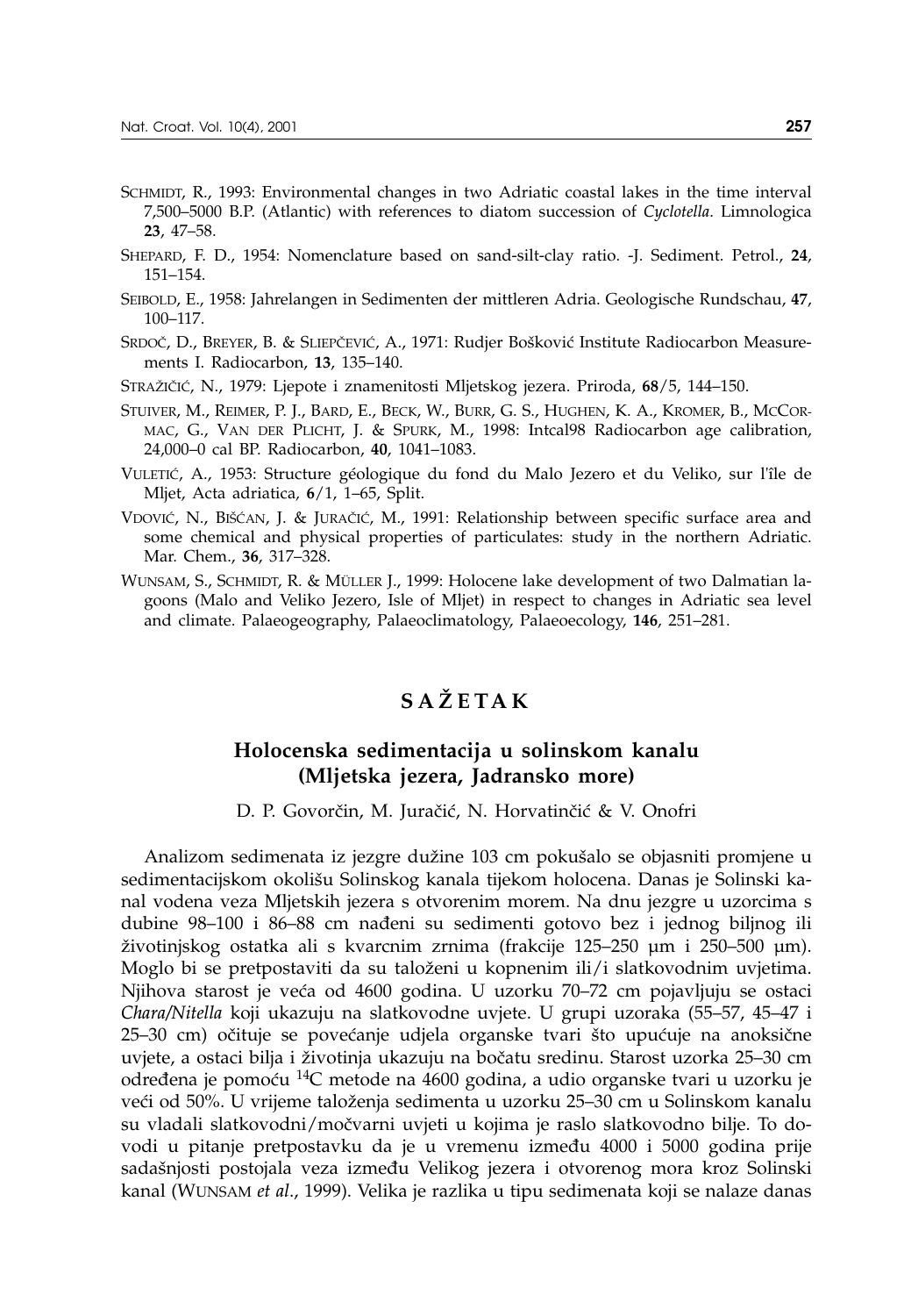SCHMIDT, R., 1993: Environmental changes in two Adriatic coastal lakes in the time interval 7,500–5000 B.P. (Atlantic) with references to diatom succession of *Cyclotella*. Limnologica **23**, 47–58.

SHEPARD, F. D., 1954: Nomenclature based on sand-silt-clay ratio. -J. Sediment. Petrol., **24**, 151–154.

SEIBOLD, E., 1958: Jahrelangen in Sedimenten der mittleren Adria. Geologische Rundschau, **47**, 100–117.

SRDOČ, D., BREYER, B. & SLIEPČEVIĆ, A., 1971: Rudjer Bošković Institute Radiocarbon Measurements I. Radiocarbon, **13**, 135–140.

STRAŽIČIĆ, N., 1979: Ljepote i znamenitosti Mljetskog jezera. Priroda, **68**/5, 144–150.

STUIVER, M., REIMER, P. J., BARD, E., BECK, W., BURR, G. S., HUGHEN, K. A., KROMER, B., MCCORMAC, G., VAN DER PLICHT, J. & SPURK, M., 1998: Intcal98 Radiocarbon age calibration, 24,000–0 cal BP. Radiocarbon, **40**, 1041–1083.

VULETIĆ, A., 1953: Structure géologique du fond du Malo Jezero et du Veliko, sur l'île de Mljet, Acta adriatica, **6**/1, 1–65, Split.

VDOVIĆ, N., BIŠĆAN, J. & JURAČIĆ, M., 1991: Relationship between specific surface area and some chemical and physical properties of particulates: study in the northern Adriatic. Mar. Chem., **36**, 317–328.

WUNSAM, S., SCHMIDT, R. & MÜLLER J., 1999: Holocene lake development of two Dalmatian lagoons (Malo and Veliko Jezero, Isle of Mljet) in respect to changes in Adriatic sea level and climate. Palaeogeography, Palaeoclimatology, Palaeoecology, **146**, 251–281.

## SAŽETAK

### Holocenska sedimentacija u solinskom kanalu (Mljetska jezera, Jadransko more)

D. P. Govorčin, M. Juračić, N. Horvatinčić & V. Onofri

Analizom sedimenata iz jezgre dužine 103 cm pokušalo se objasniti promjene u sedimentacijskom okolišu Solinskog kanala tijekom holocena. Danas je Solinski kanal vodena veza Mljetskih jezera s otvorenim morem. Na dnu jezgre u uzorcima s dubine 98–100 i 86–88 cm nađeni su sedimenti gotovo bez i jednog biljnog ili životinjskog ostatka ali s kvarcnim zrnima (frakcije 125–250 µm i 250–500 µm). Moglo bi se pretpostaviti da su taloženi u kopnenim ili/i slatkovodnim uvjetima. Njihova starost je veća od 4600 godina. U uzorku 70–72 cm pojavljuju se ostaci *Chara/Nitella* koji ukazuju na slatkovodne uvjete. U grupi uzoraka (55–57, 45–47 i 25–30 cm) očituje se povećanje udjela organske tvari što upućuje na anoksične uvjete, a ostaci bilja i životinja ukazuju na bočatu sredinu. Starost uzorka 25–30 cm određena je pomoću $^{14}C$ metode na 4600 godina, a udio organske tvari u uzorku je veći od 50%. U vrijeme taloženja sedimenta u uzorku 25–30 cm u Solinskom kanalu su vladali slatkovodni/močvarni uvjeti u kojima je raslo slatkovodno bilje. To dovodi u pitanje pretpostavku da je u vremenu između 4000 i 5000 godina prije sadašnjosti postojala veza između Velikog jezera i otvorenog mora kroz Solinski kanal (WUNSAM *et al*., 1999). Velika je razlika u tipu sedimenata koji se nalaze danas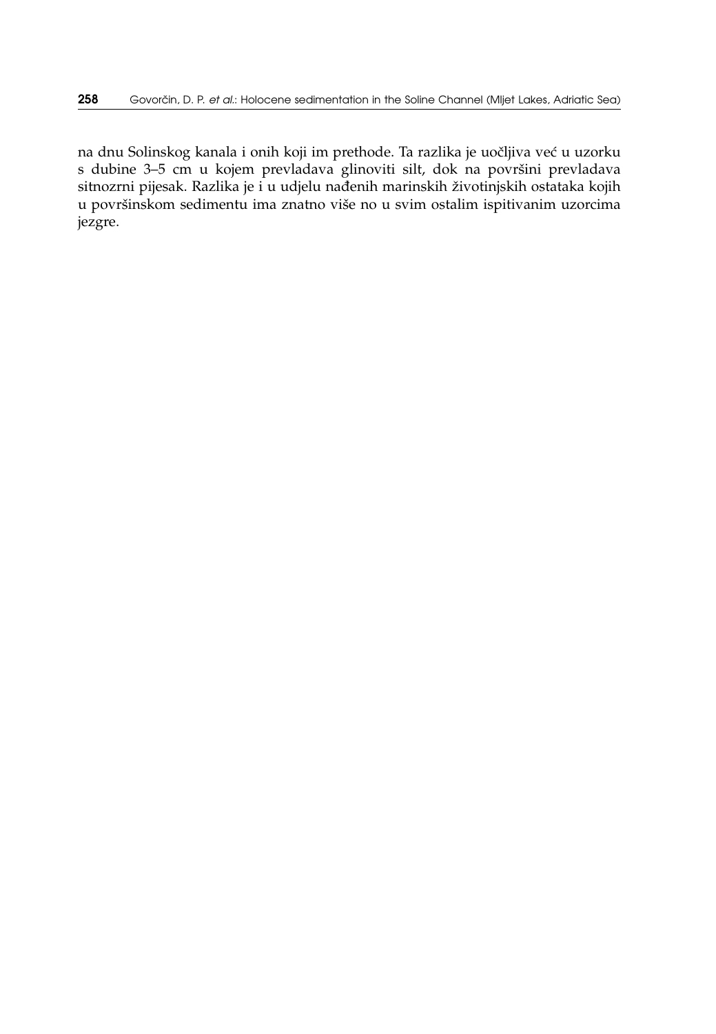na dnu Solinskog kanala i onih koji im prethode. Ta razlika je uočljiva već u uzorku s dubine 3–5 cm u kojem prevladava glinoviti silt, dok na površini prevladava sitnozrni pijesak. Razlika je i u udjelu nađenih marinskih životinjskih ostataka kojih u površinskom sedimentu ima znatno više no u svim ostalim ispitivanim uzorcima jezgre.